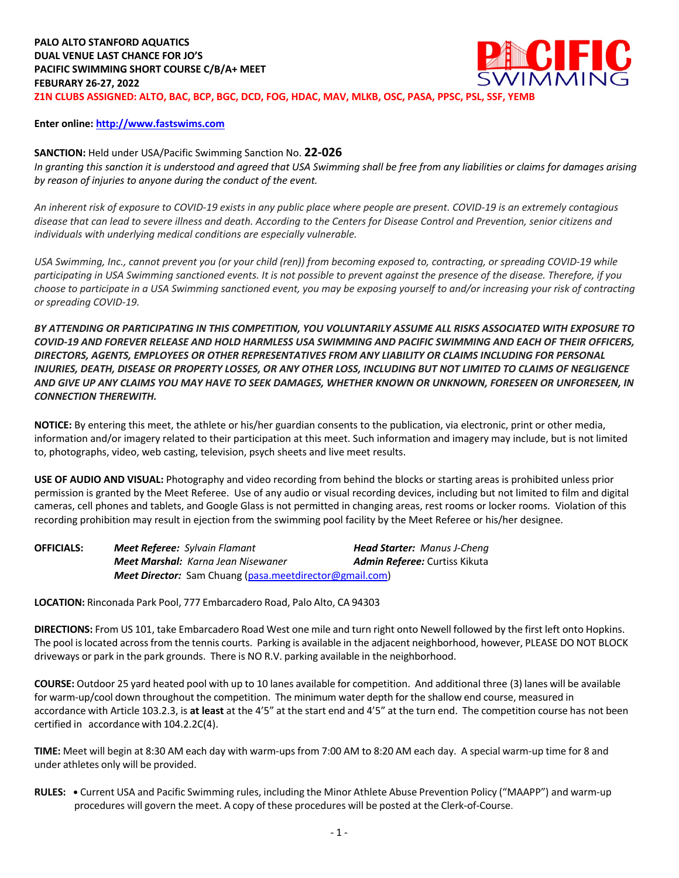**PALO ALTO STANFORD AQUATICS**
**DUAL VENUE LAST CHANCE FOR JO'S**
**PACIFIC SWIMMING SHORT COURSE C/B/A+ MEET**
**FEBURARY 26-27, 2022**
**Z1N CLUBS ASSIGNED: ALTO, BAC, BCP, BGC, DCD, FOG, HDAC, MAV, MLKB, OSC, PASA, PPSC, PSL, SSF, YEMB**

**Enter online:** http://www.fastswims.com

**SANCTION:** Held under USA/Pacific Swimming Sanction No. **22-026**
*In granting this sanction it is understood and agreed that USA Swimming shall be free from any liabilities or claims for damages arising by reason of injuries to anyone during the conduct of the event.*

*An inherent risk of exposure to COVID-19 exists in any public place where people are present. COVID-19 is an extremely contagious disease that can lead to severe illness and death. According to the Centers for Disease Control and Prevention, senior citizens and individuals with underlying medical conditions are especially vulnerable.*

*USA Swimming, Inc., cannot prevent you (or your child (ren)) from becoming exposed to, contracting, or spreading COVID-19 while participating in USA Swimming sanctioned events. It is not possible to prevent against the presence of the disease. Therefore, if you choose to participate in a USA Swimming sanctioned event, you may be exposing yourself to and/or increasing your risk of contracting or spreading COVID-19.*

***BY ATTENDING OR PARTICIPATING IN THIS COMPETITION, YOU VOLUNTARILY ASSUME ALL RISKS ASSOCIATED WITH EXPOSURE TO COVID-19 AND FOREVER RELEASE AND HOLD HARMLESS USA SWIMMING AND PACIFIC SWIMMING AND EACH OF THEIR OFFICERS, DIRECTORS, AGENTS, EMPLOYEES OR OTHER REPRESENTATIVES FROM ANY LIABILITY OR CLAIMS INCLUDING FOR PERSONAL INJURIES, DEATH, DISEASE OR PROPERTY LOSSES, OR ANY OTHER LOSS, INCLUDING BUT NOT LIMITED TO CLAIMS OF NEGLIGENCE AND GIVE UP ANY CLAIMS YOU MAY HAVE TO SEEK DAMAGES, WHETHER KNOWN OR UNKNOWN, FORESEEN OR UNFORESEEN, IN CONNECTION THEREWITH.***

**NOTICE:** By entering this meet, the athlete or his/her guardian consents to the publication, via electronic, print or other media, information and/or imagery related to their participation at this meet. Such information and imagery may include, but is not limited to, photographs, video, web casting, television, psych sheets and live meet results.

**USE OF AUDIO AND VISUAL:** Photography and video recording from behind the blocks or starting areas is prohibited unless prior permission is granted by the Meet Referee. Use of any audio or visual recording devices, including but not limited to film and digital cameras, cell phones and tablets, and Google Glass is not permitted in changing areas, rest rooms or locker rooms. Violation of this recording prohibition may result in ejection from the swimming pool facility by the Meet Referee or his/her designee.

**OFFICIALS:**
***Meet Referee:*** *Sylvain Flamant* — ***Head Starter:*** *Manus J-Cheng*
***Meet Marshal:*** *Karna Jean Nisewaner* — ***Admin Referee:*** Curtiss Kikuta
***Meet Director:*** Sam Chuang (pasa.meetdirector@gmail.com)

**LOCATION:** Rinconada Park Pool, 777 Embarcadero Road, Palo Alto, CA 94303

**DIRECTIONS:** From US 101, take Embarcadero Road West one mile and turn right onto Newell followed by the first left onto Hopkins. The pool is located across from the tennis courts. Parking is available in the adjacent neighborhood, however, PLEASE DO NOT BLOCK driveways or park in the park grounds. There is NO R.V. parking available in the neighborhood.

**COURSE:** Outdoor 25 yard heated pool with up to 10 lanes available for competition. And additional three (3) lanes will be available for warm-up/cool down throughout the competition. The minimum water depth for the shallow end course, measured in accordance with Article 103.2.3, is **at least** at the 4'5" at the start end and 4'5" at the turn end. The competition course has not been certified in accordance with 104.2.2C(4).

**TIME:** Meet will begin at 8:30 AM each day with warm-ups from 7:00 AM to 8:20 AM each day. A special warm-up time for 8 and under athletes only will be provided.

**RULES:**
- Current USA and Pacific Swimming rules, including the Minor Athlete Abuse Prevention Policy ("MAAPP") and warm-up procedures will govern the meet. A copy of these procedures will be posted at the Clerk-of-Course.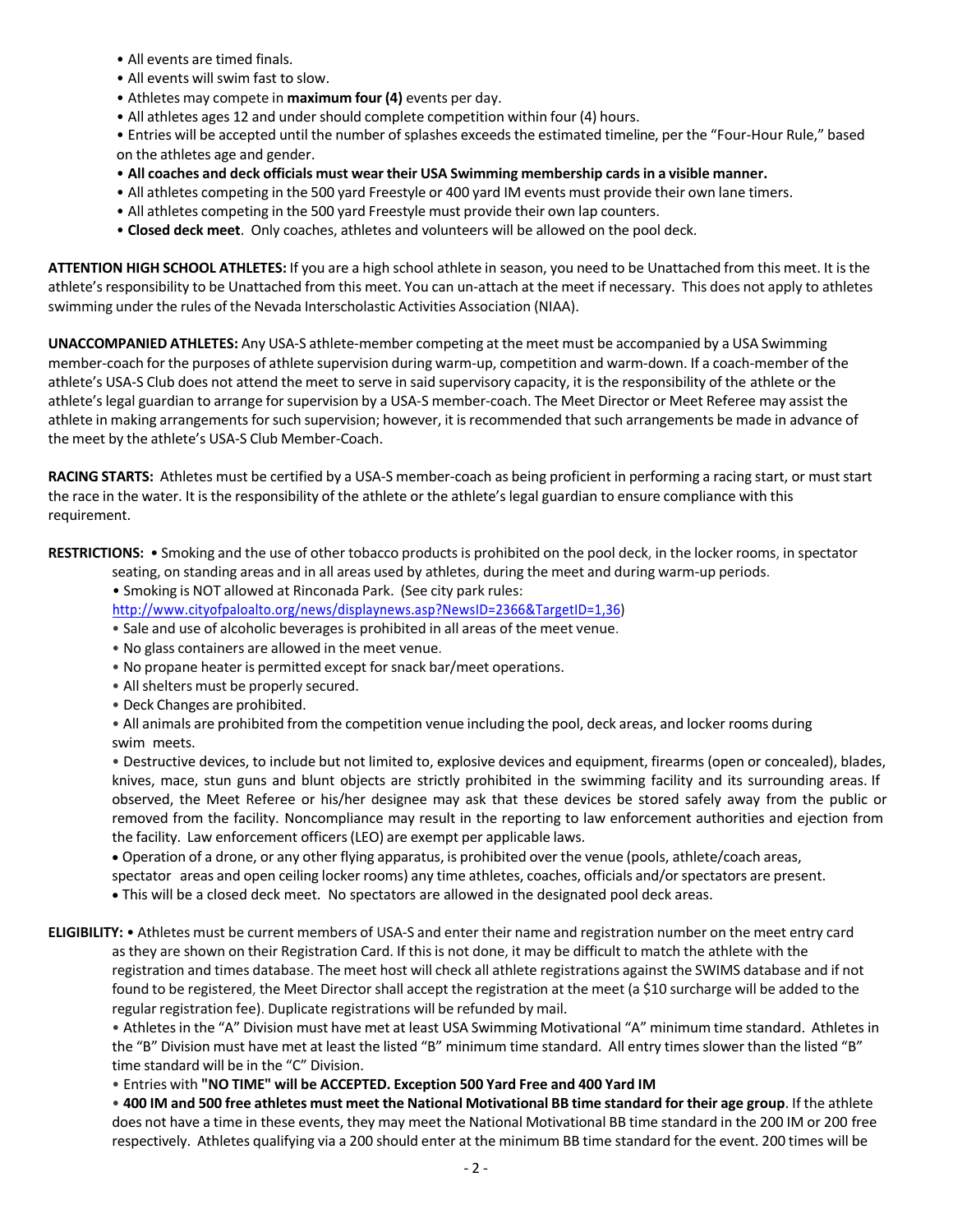- All events are timed finals.
- All events will swim fast to slow.
- Athletes may compete in **maximum four (4)** events per day.
- All athletes ages 12 and under should complete competition within four (4) hours.
- Entries will be accepted until the number of splashes exceeds the estimated timeline, per the "Four-Hour Rule," based on the athletes age and gender.
- **All coaches and deck officials must wear their USA Swimming membership cards in a visible manner.**
- All athletes competing in the 500 yard Freestyle or 400 yard IM events must provide their own lane timers.
- All athletes competing in the 500 yard Freestyle must provide their own lap counters.
- **Closed deck meet**. Only coaches, athletes and volunteers will be allowed on the pool deck.

**ATTENTION HIGH SCHOOL ATHLETES:** If you are a high school athlete in season, you need to be Unattached from this meet. It is the athlete's responsibility to be Unattached from this meet. You can un-attach at the meet if necessary. This does not apply to athletes swimming under the rules of the Nevada Interscholastic Activities Association (NIAA).

**UNACCOMPANIED ATHLETES:** Any USA-S athlete-member competing at the meet must be accompanied by a USA Swimming member-coach for the purposes of athlete supervision during warm-up, competition and warm-down. If a coach-member of the athlete's USA-S Club does not attend the meet to serve in said supervisory capacity, it is the responsibility of the athlete or the athlete's legal guardian to arrange for supervision by a USA-S member-coach. The Meet Director or Meet Referee may assist the athlete in making arrangements for such supervision; however, it is recommended that such arrangements be made in advance of the meet by the athlete's USA-S Club Member-Coach.

**RACING STARTS:** Athletes must be certified by a USA-S member-coach as being proficient in performing a racing start, or must start the race in the water. It is the responsibility of the athlete or the athlete's legal guardian to ensure compliance with this requirement.

**RESTRICTIONS:**
- Smoking and the use of other tobacco products is prohibited on the pool deck, in the locker rooms, in spectator seating, on standing areas and in all areas used by athletes, during the meet and during warm-up periods.
- Smoking is NOT allowed at Rinconada Park. (See city park rules: http://www.cityofpaloalto.org/news/displaynews.asp?NewsID=2366&TargetID=1,36)
- Sale and use of alcoholic beverages is prohibited in all areas of the meet venue.
- No glass containers are allowed in the meet venue.
- No propane heater is permitted except for snack bar/meet operations.
- All shelters must be properly secured.
- Deck Changes are prohibited.
- All animals are prohibited from the competition venue including the pool, deck areas, and locker rooms during swim meets.
- Destructive devices, to include but not limited to, explosive devices and equipment, firearms (open or concealed), blades, knives, mace, stun guns and blunt objects are strictly prohibited in the swimming facility and its surrounding areas. If observed, the Meet Referee or his/her designee may ask that these devices be stored safely away from the public or removed from the facility. Noncompliance may result in the reporting to law enforcement authorities and ejection from the facility. Law enforcement officers (LEO) are exempt per applicable laws.
- Operation of a drone, or any other flying apparatus, is prohibited over the venue (pools, athlete/coach areas, spectator areas and open ceiling locker rooms) any time athletes, coaches, officials and/or spectators are present.
- This will be a closed deck meet. No spectators are allowed in the designated pool deck areas.

**ELIGIBILITY:**
- Athletes must be current members of USA-S and enter their name and registration number on the meet entry card as they are shown on their Registration Card. If this is not done, it may be difficult to match the athlete with the registration and times database. The meet host will check all athlete registrations against the SWIMS database and if not found to be registered, the Meet Director shall accept the registration at the meet (a $10 surcharge will be added to the regular registration fee). Duplicate registrations will be refunded by mail.
- Athletes in the "A" Division must have met at least USA Swimming Motivational "A" minimum time standard. Athletes in the "B" Division must have met at least the listed "B" minimum time standard. All entry times slower than the listed "B" time standard will be in the "C" Division.
- Entries with **"NO TIME" will be ACCEPTED. Exception 500 Yard Free and 400 Yard IM**
- **400 IM and 500 free athletes must meet the National Motivational BB time standard for their age group**. If the athlete does not have a time in these events, they may meet the National Motivational BB time standard in the 200 IM or 200 free respectively. Athletes qualifying via a 200 should enter at the minimum BB time standard for the event. 200 times will be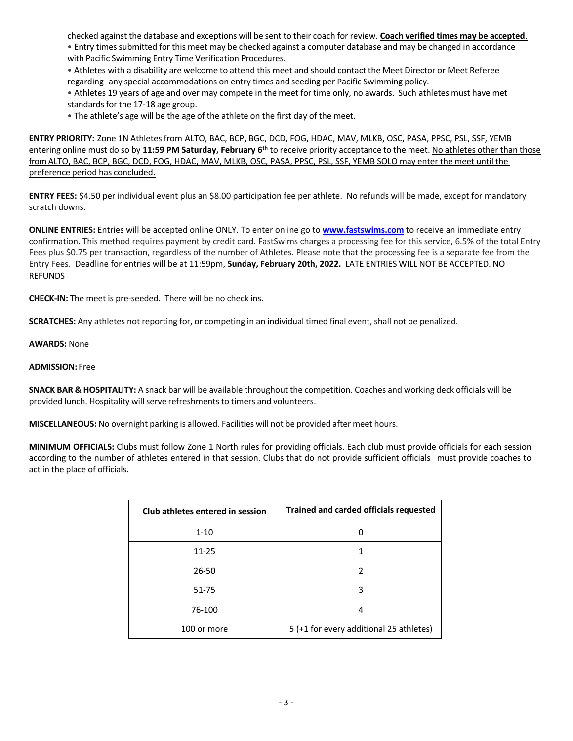checked against the database and exceptions will be sent to their coach for review. **Coach verified times may be accepted**.

- Entry times submitted for this meet may be checked against a computer database and may be changed in accordance with Pacific Swimming Entry Time Verification Procedures.
- Athletes with a disability are welcome to attend this meet and should contact the Meet Director or Meet Referee regarding any special accommodations on entry times and seeding per Pacific Swimming policy.
- Athletes 19 years of age and over may compete in the meet for time only, no awards. Such athletes must have met standards for the 17-18 age group.
- The athlete's age will be the age of the athlete on the first day of the meet.

**ENTRY PRIORITY:** Zone 1N Athletes from ALTO, BAC, BCP, BGC, DCD, FOG, HDAC, MAV, MLKB, OSC, PASA, PPSC, PSL, SSF, YEMB entering online must do so by **11:59 PM Saturday, February 6th** to receive priority acceptance to the meet. No athletes other than those from ALTO, BAC, BCP, BGC, DCD, FOG, HDAC, MAV, MLKB, OSC, PASA, PPSC, PSL, SSF, YEMB SOLO may enter the meet until the preference period has concluded.

**ENTRY FEES:** $4.50 per individual event plus an $8.00 participation fee per athlete. No refunds will be made, except for mandatory scratch downs.

**ONLINE ENTRIES:** Entries will be accepted online ONLY. To enter online go to **www.fastswims.com** to receive an immediate entry confirmation. This method requires payment by credit card. FastSwims charges a processing fee for this service, 6.5% of the total Entry Fees plus $0.75 per transaction, regardless of the number of Athletes. Please note that the processing fee is a separate fee from the Entry Fees. Deadline for entries will be at 11:59pm, **Sunday, February 20th, 2022.** LATE ENTRIES WILL NOT BE ACCEPTED. NO REFUNDS

**CHECK-IN:** The meet is pre-seeded. There will be no check ins.

**SCRATCHES:** Any athletes not reporting for, or competing in an individual timed final event, shall not be penalized.

**AWARDS:** None

**ADMISSION:** Free

**SNACK BAR & HOSPITALITY:** A snack bar will be available throughout the competition. Coaches and working deck officials will be provided lunch. Hospitality will serve refreshments to timers and volunteers.

**MISCELLANEOUS:** No overnight parking is allowed. Facilities will not be provided after meet hours.

**MINIMUM OFFICIALS:** Clubs must follow Zone 1 North rules for providing officials. Each club must provide officials for each session according to the number of athletes entered in that session. Clubs that do not provide sufficient officials must provide coaches to act in the place of officials.

| Club athletes entered in session | Trained and carded officials requested |
|---|---|
| 1-10 | 0 |
| 11-25 | 1 |
| 26-50 | 2 |
| 51-75 | 3 |
| 76-100 | 4 |
| 100 or more | 5 (+1 for every additional 25 athletes) |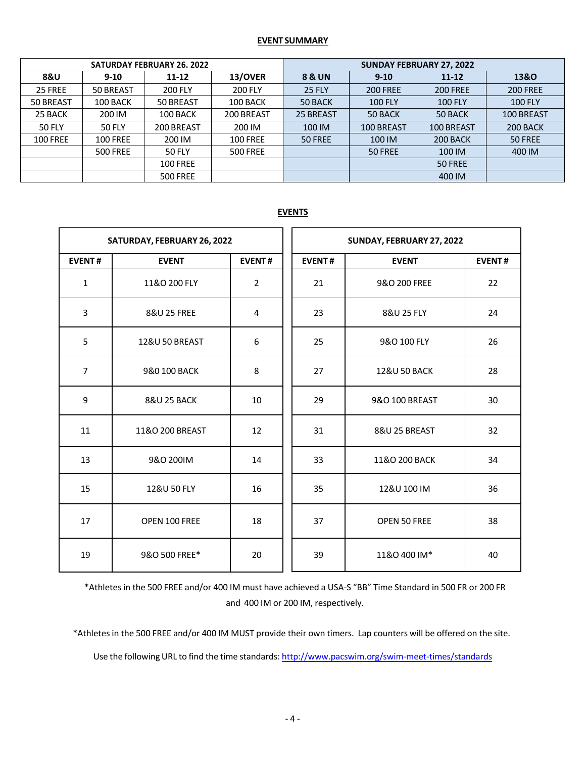**EVENT SUMMARY**

| SATURDAY FEBRUARY 26. 2022 | | | | SUNDAY FEBRUARY 27, 2022 | | | |
|---|---|---|---|---|---|---|---|
| **8&U** | **9-10** | **11-12** | **13/OVER** | **8 & UN** | **9-10** | **11-12** | **13&O** |
| 25 FREE | 50 BREAST | 200 FLY | 200 FLY | 25 FLY | 200 FREE | 200 FREE | 200 FREE |
| 50 BREAST | 100 BACK | 50 BREAST | 100 BACK | 50 BACK | 100 FLY | 100 FLY | 100 FLY |
| 25 BACK | 200 IM | 100 BACK | 200 BREAST | 25 BREAST | 50 BACK | 50 BACK | 100 BREAST |
| 50 FLY | 50 FLY | 200 BREAST | 200 IM | 100 IM | 100 BREAST | 100 BREAST | 200 BACK |
| 100 FREE | 100 FREE | 200 IM | 100 FREE | 50 FREE | 100 IM | 200 BACK | 50 FREE |
| | 500 FREE | 50 FLY | 500 FREE | | 50 FREE | 100 IM | 400 IM |
| | | 100 FREE | | | | 50 FREE | |
| | | 500 FREE | | | | 400 IM | |

**EVENTS**

| SATURDAY, FEBRUARY 26, 2022 | | |
|---|---|---|
| **EVENT #** | **EVENT** | **EVENT #** |
| 1 | 11&O 200 FLY | 2 |
| 3 | 8&U 25 FREE | 4 |
| 5 | 12&U 50 BREAST | 6 |
| 7 | 9&0 100 BACK | 8 |
| 9 | 8&U 25 BACK | 10 |
| 11 | 11&O 200 BREAST | 12 |
| 13 | 9&O 200IM | 14 |
| 15 | 12&U 50 FLY | 16 |
| 17 | OPEN 100 FREE | 18 |
| 19 | 9&O 500 FREE* | 20 |

| SUNDAY, FEBRUARY 27, 2022 | | |
|---|---|---|
| **EVENT #** | **EVENT** | **EVENT #** |
| 21 | 9&O 200 FREE | 22 |
| 23 | 8&U 25 FLY | 24 |
| 25 | 9&O 100 FLY | 26 |
| 27 | 12&U 50 BACK | 28 |
| 29 | 9&O 100 BREAST | 30 |
| 31 | 8&U 25 BREAST | 32 |
| 33 | 11&O 200 BACK | 34 |
| 35 | 12&U 100 IM | 36 |
| 37 | OPEN 50 FREE | 38 |
| 39 | 11&O 400 IM* | 40 |

*Athletes in the 500 FREE and/or 400 IM must have achieved a USA-S "BB" Time Standard in 500 FR or 200 FR and 400 IM or 200 IM, respectively.

*Athletes in the 500 FREE and/or 400 IM MUST provide their own timers. Lap counters will be offered on the site.

Use the following URL to find the time standards: http://www.pacswim.org/swim-meet-times/standards